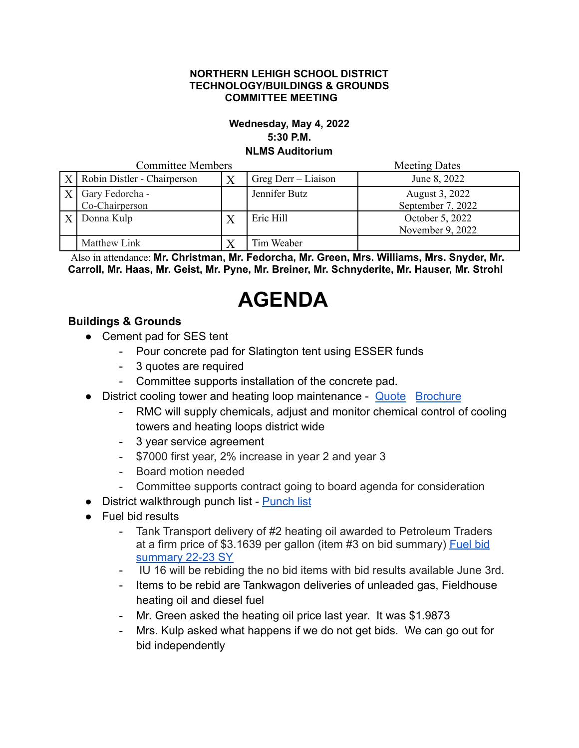**NORTHERN LEHIGH SCHOOL DISTRICT**
**TECHNOLOGY/BUILDINGS & GROUNDS**
**COMMITTEE MEETING**

**Wednesday, May 4, 2022**
**5:30 P.M.**
**NLMS Auditorium**

| Committee Members | | | | Meeting Dates |
|---|---|---|---|---|
| X | Robin Distler - Chairperson | X | Greg Derr – Liaison | June 8, 2022 |
| X | Gary Fedorcha - Co-Chairperson | | Jennifer Butz | August 3, 2022<br>September 7, 2022 |
| X | Donna Kulp | X | Eric Hill | October 5, 2022<br>November 9, 2022 |
| | Matthew Link | X | Tim Weaber | |

Also in attendance: **Mr. Christman, Mr. Fedorcha, Mr. Green, Mrs. Williams, Mrs. Snyder, Mr. Carroll, Mr. Haas, Mr. Geist, Mr. Pyne, Mr. Breiner, Mr. Schnyderite, Mr. Hauser, Mr. Strohl**

# AGENDA

### Buildings & Grounds

- Cement pad for SES tent
  - Pour concrete pad for Slatington tent using ESSER funds
  - 3 quotes are required
  - Committee supports installation of the concrete pad.
- District cooling tower and heating loop maintenance - Quote Brochure
  - RMC will supply chemicals, adjust and monitor chemical control of cooling towers and heating loops district wide
  - 3 year service agreement
  - $7000 first year, 2% increase in year 2 and year 3
  - Board motion needed
  - Committee supports contract going to board agenda for consideration
- District walkthrough punch list - Punch list
- Fuel bid results
  - Tank Transport delivery of #2 heating oil awarded to Petroleum Traders at a firm price of $3.1639 per gallon (item #3 on bid summary) Fuel bid summary 22-23 SY
  - IU 16 will be rebiding the no bid items with bid results available June 3rd.
  - Items to be rebid are Tankwagon deliveries of unleaded gas, Fieldhouse heating oil and diesel fuel
  - Mr. Green asked the heating oil price last year. It was $1.9873
  - Mrs. Kulp asked what happens if we do not get bids. We can go out for bid independently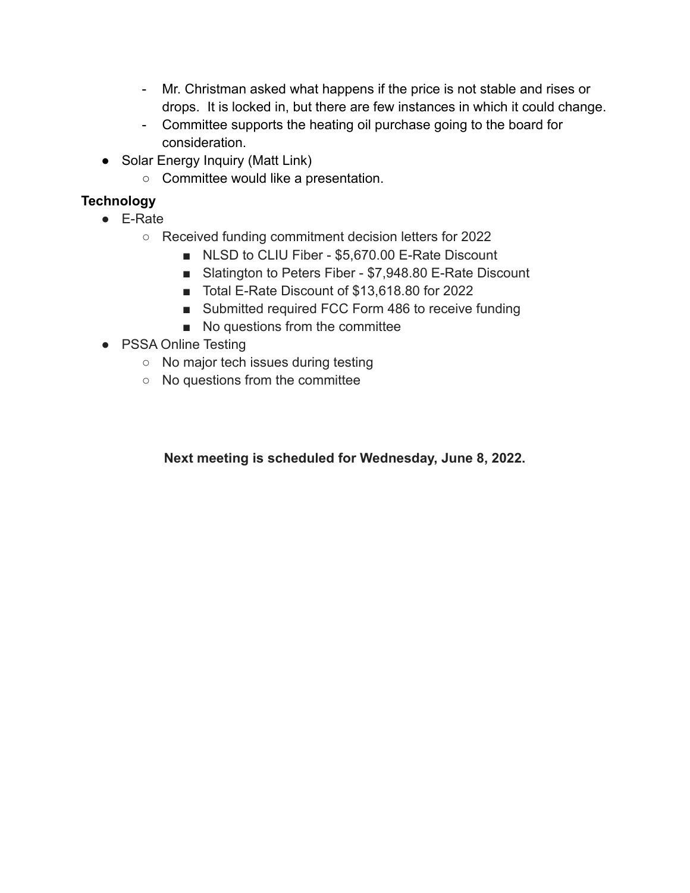- Mr. Christman asked what happens if the price is not stable and rises or drops. It is locked in, but there are few instances in which it could change.
  - Committee supports the heating oil purchase going to the board for consideration.
- Solar Energy Inquiry (Matt Link)
  - Committee would like a presentation.

**Technology**

- E-Rate
  - Received funding commitment decision letters for 2022
    - NLSD to CLIU Fiber - $5,670.00 E-Rate Discount
    - Slatington to Peters Fiber - $7,948.80 E-Rate Discount
    - Total E-Rate Discount of $13,618.80 for 2022
    - Submitted required FCC Form 486 to receive funding
    - No questions from the committee
- PSSA Online Testing
  - No major tech issues during testing
  - No questions from the committee

**Next meeting is scheduled for Wednesday, June 8, 2022.**